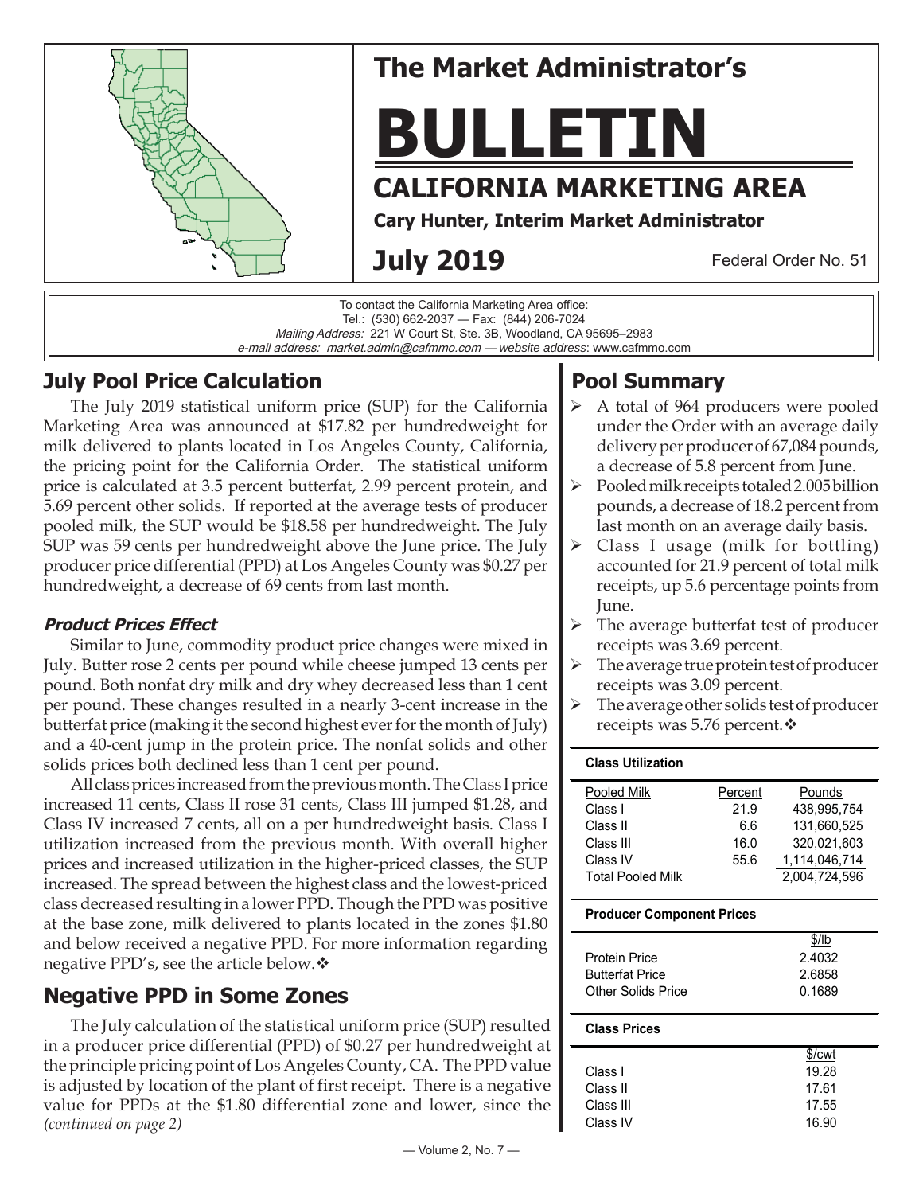# The Market Administrator's BULLETIN

## CALIFORNIA MARKETING AREA

**Cary Hunter, Interim Market Administrator**

**July 2019** — Federal Order No. 51

To contact the California Marketing Area office:
Tel.: (530) 662-2037 — Fax: (844) 206-7024
*Mailing Address:* 221 W Court St, Ste. 3B, Woodland, CA 95695–2983
*e-mail address:* market.admin@cafmmo.com — *website address*: www.cafmmo.com

## July Pool Price Calculation

The July 2019 statistical uniform price (SUP) for the California Marketing Area was announced at $17.82 per hundredweight for milk delivered to plants located in Los Angeles County, California, the pricing point for the California Order. The statistical uniform price is calculated at 3.5 percent butterfat, 2.99 percent protein, and 5.69 percent other solids. If reported at the average tests of producer pooled milk, the SUP would be $18.58 per hundredweight. The July SUP was 59 cents per hundredweight above the June price. The July producer price differential (PPD) at Los Angeles County was $0.27 per hundredweight, a decrease of 69 cents from last month.

### *Product Prices Effect*

Similar to June, commodity product price changes were mixed in July. Butter rose 2 cents per pound while cheese jumped 13 cents per pound. Both nonfat dry milk and dry whey decreased less than 1 cent per pound. These changes resulted in a nearly 3-cent increase in the butterfat price (making it the second highest ever for the month of July) and a 40-cent jump in the protein price. The nonfat solids and other solids prices both declined less than 1 cent per pound.

All class prices increased from the previous month. The Class I price increased 11 cents, Class II rose 31 cents, Class III jumped $1.28, and Class IV increased 7 cents, all on a per hundredweight basis. Class I utilization increased from the previous month. With overall higher prices and increased utilization in the higher-priced classes, the SUP increased. The spread between the highest class and the lowest-priced class decreased resulting in a lower PPD. Though the PPD was positive at the base zone, milk delivered to plants located in the zones $1.80 and below received a negative PPD. For more information regarding negative PPD's, see the article below.❖

## Negative PPD in Some Zones

The July calculation of the statistical uniform price (SUP) resulted in a producer price differential (PPD) of $0.27 per hundredweight at the principle pricing point of Los Angeles County, CA. The PPD value is adjusted by location of the plant of first receipt. There is a negative value for PPDs at the $1.80 differential zone and lower, since the *(continued on page 2)*

## Pool Summary

- A total of 964 producers were pooled under the Order with an average daily delivery per producer of 67,084 pounds, a decrease of 5.8 percent from June.
- Pooled milk receipts totaled 2.005 billion pounds, a decrease of 18.2 percent from last month on an average daily basis.
- Class I usage (milk for bottling) accounted for 21.9 percent of total milk receipts, up 5.6 percentage points from June.
- The average butterfat test of producer receipts was 3.69 percent.
- The average true protein test of producer receipts was 3.09 percent.
- The average other solids test of producer receipts was 5.76 percent.❖

**Class Utilization**

| Pooled Milk | Percent | Pounds |
|---|---|---|
| Class I | 21.9 | 438,995,754 |
| Class II | 6.6 | 131,660,525 |
| Class III | 16.0 | 320,021,603 |
| Class IV | 55.6 | 1,114,046,714 |
| Total Pooled Milk | | 2,004,724,596 |

**Producer Component Prices**

| | $/lb |
|---|---|
| Protein Price | 2.4032 |
| Butterfat Price | 2.6858 |
| Other Solids Price | 0.1689 |

**Class Prices**

| | $/cwt |
|---|---|
| Class I | 19.28 |
| Class II | 17.61 |
| Class III | 17.55 |
| Class IV | 16.90 |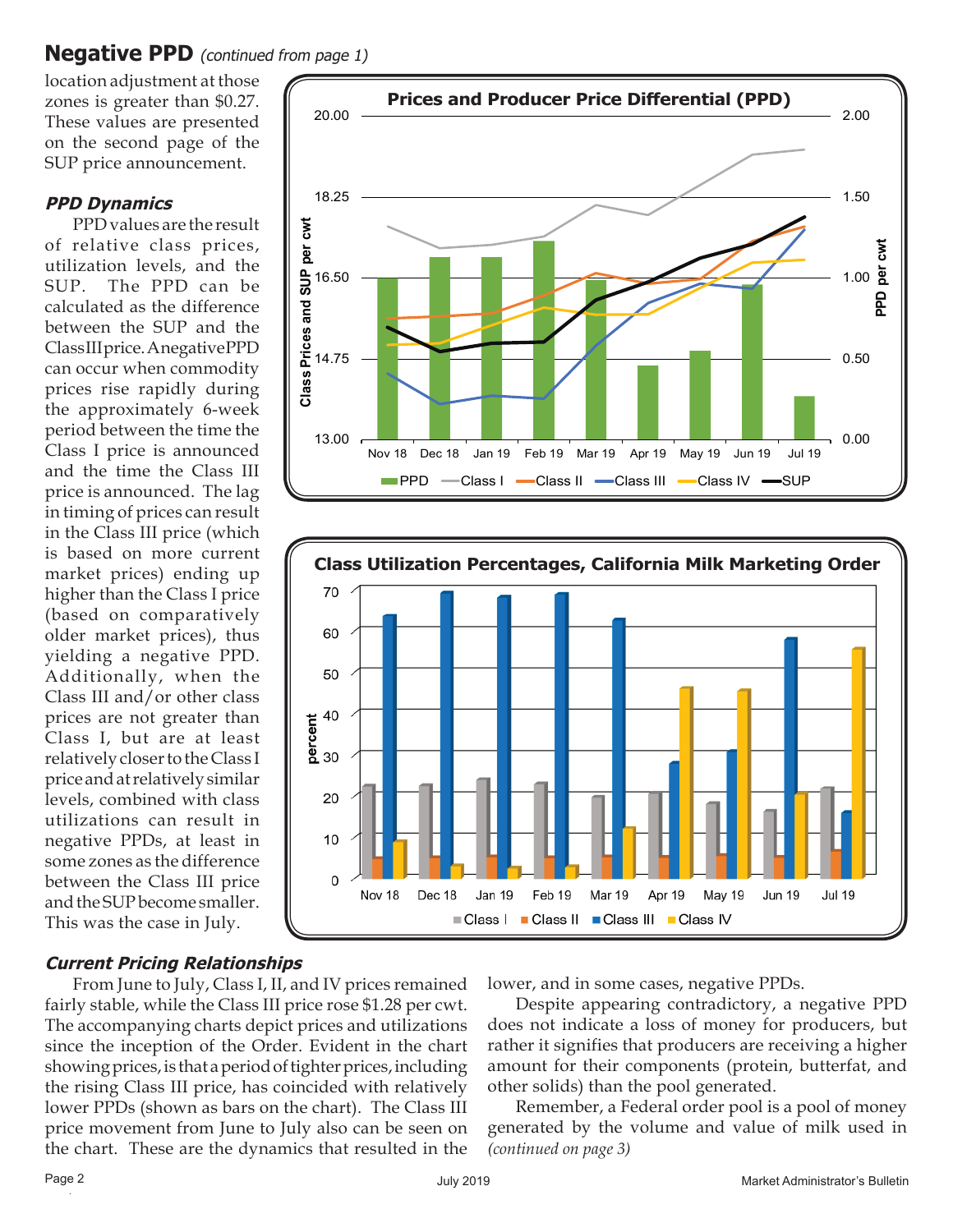## Negative PPD *(continued from page 1)*

location adjustment at those zones is greater than $0.27. These values are presented on the second page of the SUP price announcement.

### *PPD Dynamics*

PPD values are the result of relative class prices, utilization levels, and the SUP. The PPD can be calculated as the difference between the SUP and the Class III price. A negative PPD can occur when commodity prices rise rapidly during the approximately 6-week period between the time the Class I price is announced and the time the Class III price is announced. The lag in timing of prices can result in the Class III price (which is based on more current market prices) ending up higher than the Class I price (based on comparatively older market prices), thus yielding a negative PPD. Additionally, when the Class III and/or other class prices are not greater than Class I, but are at least relatively closer to the Class I price and at relatively similar levels, combined with class utilizations can result in negative PPDs, at least in some zones as the difference between the Class III price and the SUP become smaller. This was the case in July.

**Prices and Producer Price Differential (PPD)**

**Class Utilization Percentages, California Milk Marketing Order**

### *Current Pricing Relationships*

From June to July, Class I, II, and IV prices remained fairly stable, while the Class III price rose $1.28 per cwt. The accompanying charts depict prices and utilizations since the inception of the Order. Evident in the chart showing prices, is that a period of tighter prices, including the rising Class III price, has coincided with relatively lower PPDs (shown as bars on the chart). The Class III price movement from June to July also can be seen on the chart. These are the dynamics that resulted in the lower, and in some cases, negative PPDs.

Despite appearing contradictory, a negative PPD does not indicate a loss of money for producers, but rather it signifies that producers are receiving a higher amount for their components (protein, butterfat, and other solids) than the pool generated.

Remember, a Federal order pool is a pool of money generated by the volume and value of milk used in *(continued on page 3)*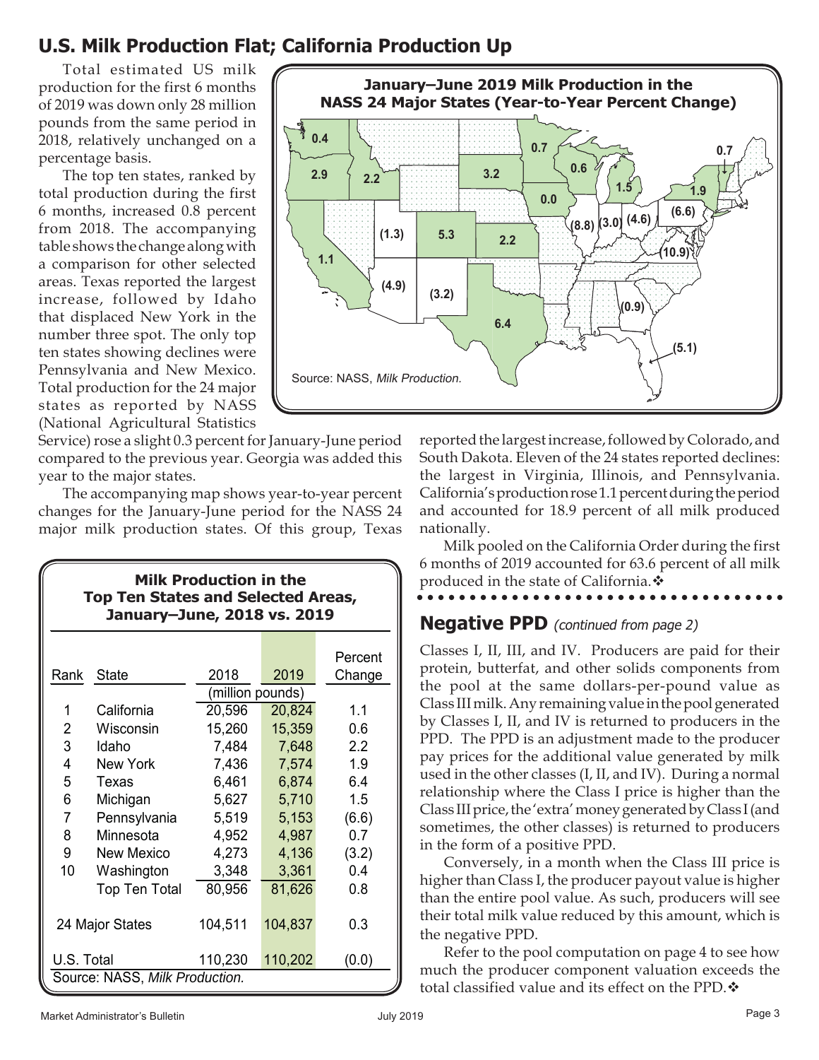## U.S. Milk Production Flat; California Production Up

Total estimated US milk production for the first 6 months of 2019 was down only 28 million pounds from the same period in 2018, relatively unchanged on a percentage basis.

The top ten states, ranked by total production during the first 6 months, increased 0.8 percent from 2018. The accompanying table shows the change along with a comparison for other selected areas. Texas reported the largest increase, followed by Idaho that displaced New York in the number three spot. The only top ten states showing declines were Pennsylvania and New Mexico. Total production for the 24 major states as reported by NASS (National Agricultural Statistics Service) rose a slight 0.3 percent for January-June period compared to the previous year. Georgia was added this year to the major states.

The accompanying map shows year-to-year percent changes for the January-June period for the NASS 24 major milk production states. Of this group, Texas reported the largest increase, followed by Colorado, and South Dakota. Eleven of the 24 states reported declines: the largest in Virginia, Illinois, and Pennsylvania. California's production rose 1.1 percent during the period and accounted for 18.9 percent of all milk produced nationally.

Milk pooled on the California Order during the first 6 months of 2019 accounted for 63.6 percent of all milk produced in the state of California.❖

**January–June 2019 Milk Production in the NASS 24 Major States (Year-to-Year Percent Change)**

Source: NASS, *Milk Production.*

**Milk Production in the Top Ten States and Selected Areas, January–June, 2018 vs. 2019**

| Rank | State | 2018 | 2019 | Percent Change |
|---|---|---|---|---|
| | | (million pounds) | | |
| 1 | California | 20,596 | 20,824 | 1.1 |
| 2 | Wisconsin | 15,260 | 15,359 | 0.6 |
| 3 | Idaho | 7,484 | 7,648 | 2.2 |
| 4 | New York | 7,436 | 7,574 | 1.9 |
| 5 | Texas | 6,461 | 6,874 | 6.4 |
| 6 | Michigan | 5,627 | 5,710 | 1.5 |
| 7 | Pennsylvania | 5,519 | 5,153 | (6.6) |
| 8 | Minnesota | 4,952 | 4,987 | 0.7 |
| 9 | New Mexico | 4,273 | 4,136 | (3.2) |
| 10 | Washington | 3,348 | 3,361 | 0.4 |
| | Top Ten Total | 80,956 | 81,626 | 0.8 |
| 24 Major States | | 104,511 | 104,837 | 0.3 |
| U.S. Total | | 110,230 | 110,202 | (0.0) |

Source: NASS, *Milk Production.*

## Negative PPD *(continued from page 2)*

Classes I, II, III, and IV. Producers are paid for their protein, butterfat, and other solids components from the pool at the same dollars-per-pound value as Class III milk. Any remaining value in the pool generated by Classes I, II, and IV is returned to producers in the PPD. The PPD is an adjustment made to the producer pay prices for the additional value generated by milk used in the other classes (I, II, and IV). During a normal relationship where the Class I price is higher than the Class III price, the 'extra' money generated by Class I (and sometimes, the other classes) is returned to producers in the form of a positive PPD.

Conversely, in a month when the Class III price is higher than Class I, the producer payout value is higher than the entire pool value. As such, producers will see their total milk value reduced by this amount, which is the negative PPD.

Refer to the pool computation on page 4 to see how much the producer component valuation exceeds the total classified value and its effect on the PPD.❖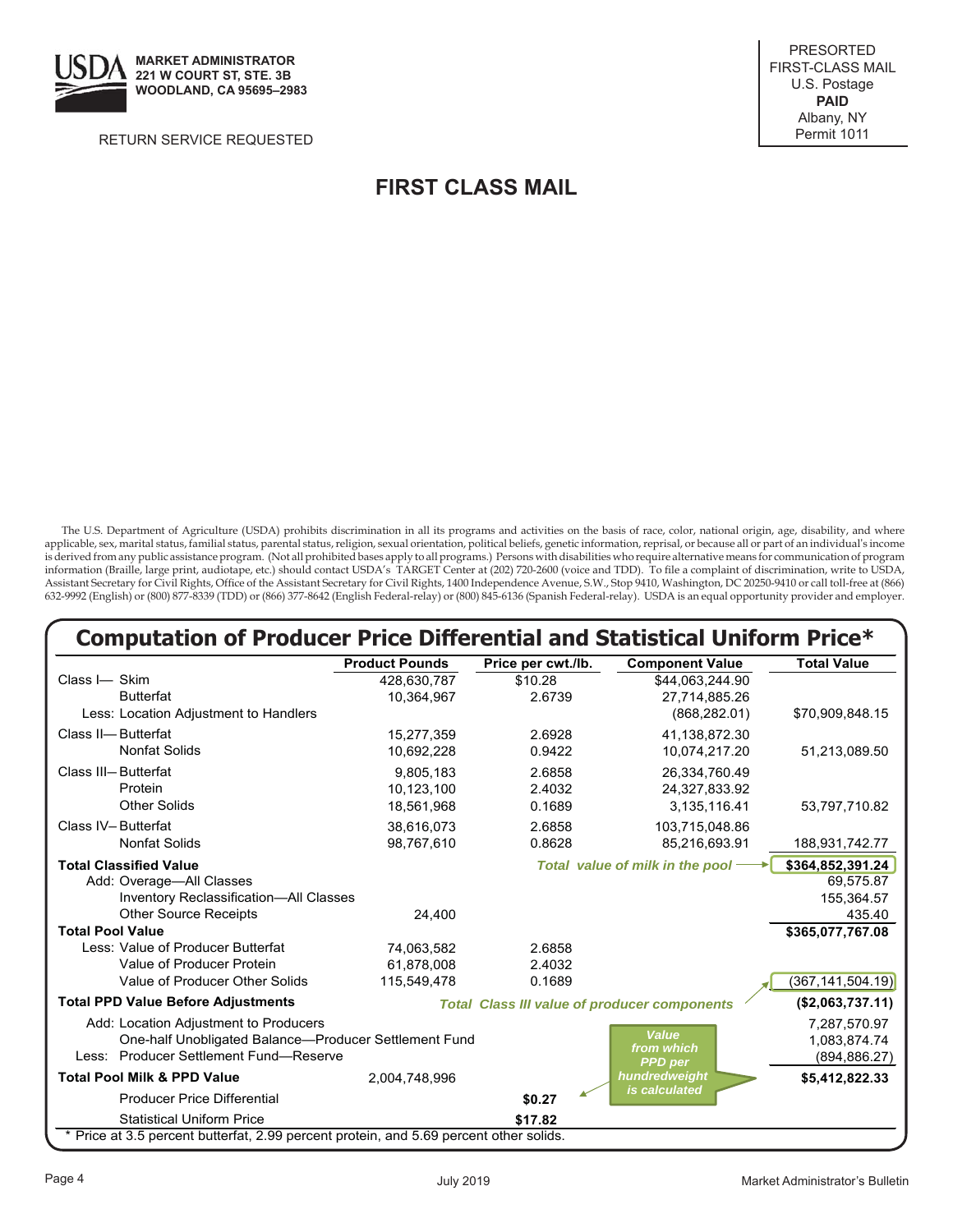**MARKET ADMINISTRATOR**
**221 W COURT ST, STE. 3B**
**WOODLAND, CA 95695–2983**

RETURN SERVICE REQUESTED

PRESORTED
FIRST-CLASS MAIL
U.S. Postage
**PAID**
Albany, NY
Permit 1011

## FIRST CLASS MAIL

The U.S. Department of Agriculture (USDA) prohibits discrimination in all its programs and activities on the basis of race, color, national origin, age, disability, and where applicable, sex, marital status, familial status, parental status, religion, sexual orientation, political beliefs, genetic information, reprisal, or because all or part of an individual's income is derived from any public assistance program. (Not all prohibited bases apply to all programs.) Persons with disabilities who require alternative means for communication of program information (Braille, large print, audiotape, etc.) should contact USDA's TARGET Center at (202) 720-2600 (voice and TDD). To file a complaint of discrimination, write to USDA, Assistant Secretary for Civil Rights, Office of the Assistant Secretary for Civil Rights, 1400 Independence Avenue, S.W., Stop 9410, Washington, DC 20250-9410 or call toll-free at (866) 632-9992 (English) or (800) 877-8339 (TDD) or (866) 377-8642 (English Federal-relay) or (800) 845-6136 (Spanish Federal-relay). USDA is an equal opportunity provider and employer.

## Computation of Producer Price Differential and Statistical Uniform Price*

| | Product Pounds | Price per cwt./lb. | Component Value | Total Value |
|---|---|---|---|---|
| Class I— Skim | 428,630,787 | $10.28 | $44,063,244.90 | |
| Butterfat | 10,364,967 | 2.6739 | 27,714,885.26 | |
| Less: Location Adjustment to Handlers | | | (868,282.01) | $70,909,848.15 |
| Class II— Butterfat | 15,277,359 | 2.6928 | 41,138,872.30 | |
| Nonfat Solids | 10,692,228 | 0.9422 | 10,074,217.20 | 51,213,089.50 |
| Class III— Butterfat | 9,805,183 | 2.6858 | 26,334,760.49 | |
| Protein | 10,123,100 | 2.4032 | 24,327,833.92 | |
| Other Solids | 18,561,968 | 0.1689 | 3,135,116.41 | 53,797,710.82 |
| Class IV— Butterfat | 38,616,073 | 2.6858 | 103,715,048.86 | |
| Nonfat Solids | 98,767,610 | 0.8628 | 85,216,693.91 | 188,931,742.77 |
| **Total Classified Value** | | | *Total value of milk in the pool* → | **$364,852,391.24** |
| Add: Overage—All Classes | | | | 69,575.87 |
| Inventory Reclassification—All Classes | | | | 155,364.57 |
| Other Source Receipts | 24,400 | | | 435.40 |
| **Total Pool Value** | | | | **$365,077,767.08** |
| Less: Value of Producer Butterfat | 74,063,582 | 2.6858 | | |
| Value of Producer Protein | 61,878,008 | 2.4032 | | |
| Value of Producer Other Solids | 115,549,478 | 0.1689 | | (367,141,504.19) |
| **Total PPD Value Before Adjustments** | | *Total Class III value of producer components* | | **($2,063,737.11)** |
| Add: Location Adjustment to Producers | | | | 7,287,570.97 |
| One-half Unobligated Balance—Producer Settlement Fund | | | | 1,083,874.74 |
| Less: Producer Settlement Fund—Reserve | | | | (894,886.27) |
| **Total Pool Milk & PPD Value** | 2,004,748,996 | | *Value from which PPD per hundredweight is calculated* | **$5,412,822.33** |
| Producer Price Differential | | **$0.27** | | |
| Statistical Uniform Price | | **$17.82** | | |

\* Price at 3.5 percent butterfat, 2.99 percent protein, and 5.69 percent other solids.